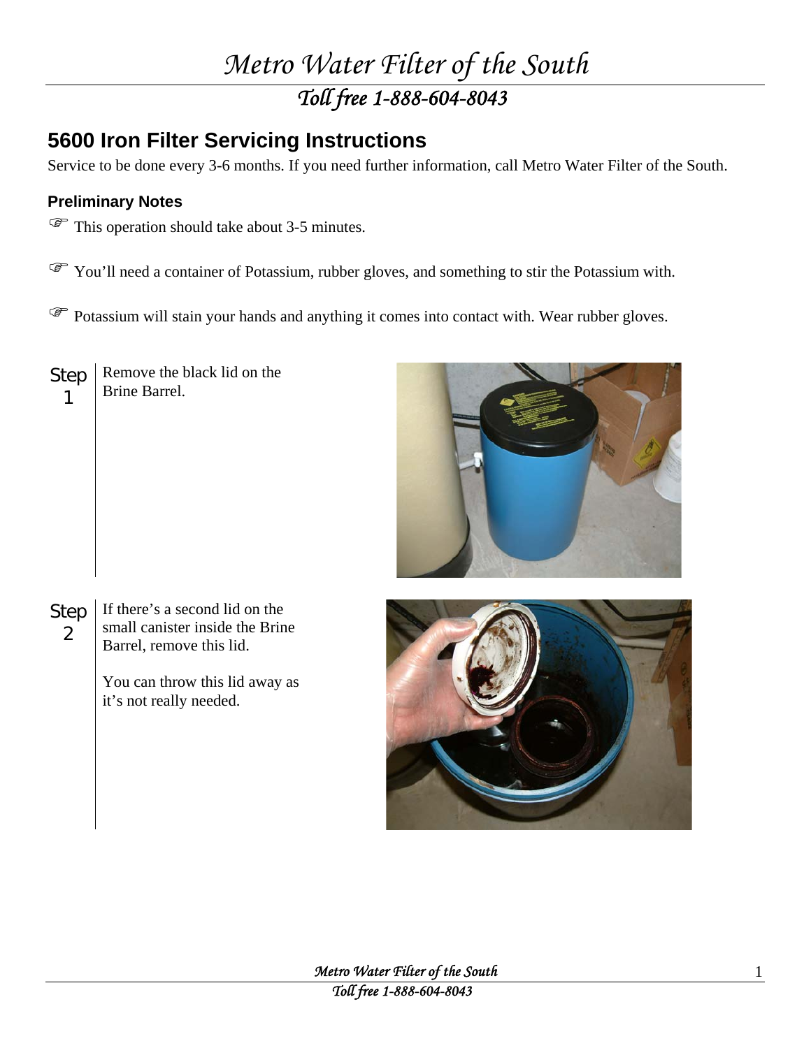# 5600 Iron Filter Servicing Instructions

Service to be done every 3-6 months. If you need further information, call Metro Water Filter of the South.

### Preliminary Notes

☞ This operation should take about 3-5 minutes.

☞ You'll need a container of Potassium, rubber gloves, and something to stir the Potassium with.

☞ Potassium will stain your hands and anything it comes into contact with. Wear rubber gloves.

**Step 1** Remove the black lid on the Brine Barrel.

**Step 2** If there's a second lid on the small canister inside the Brine Barrel, remove this lid.

You can throw this lid away as it's not really needed.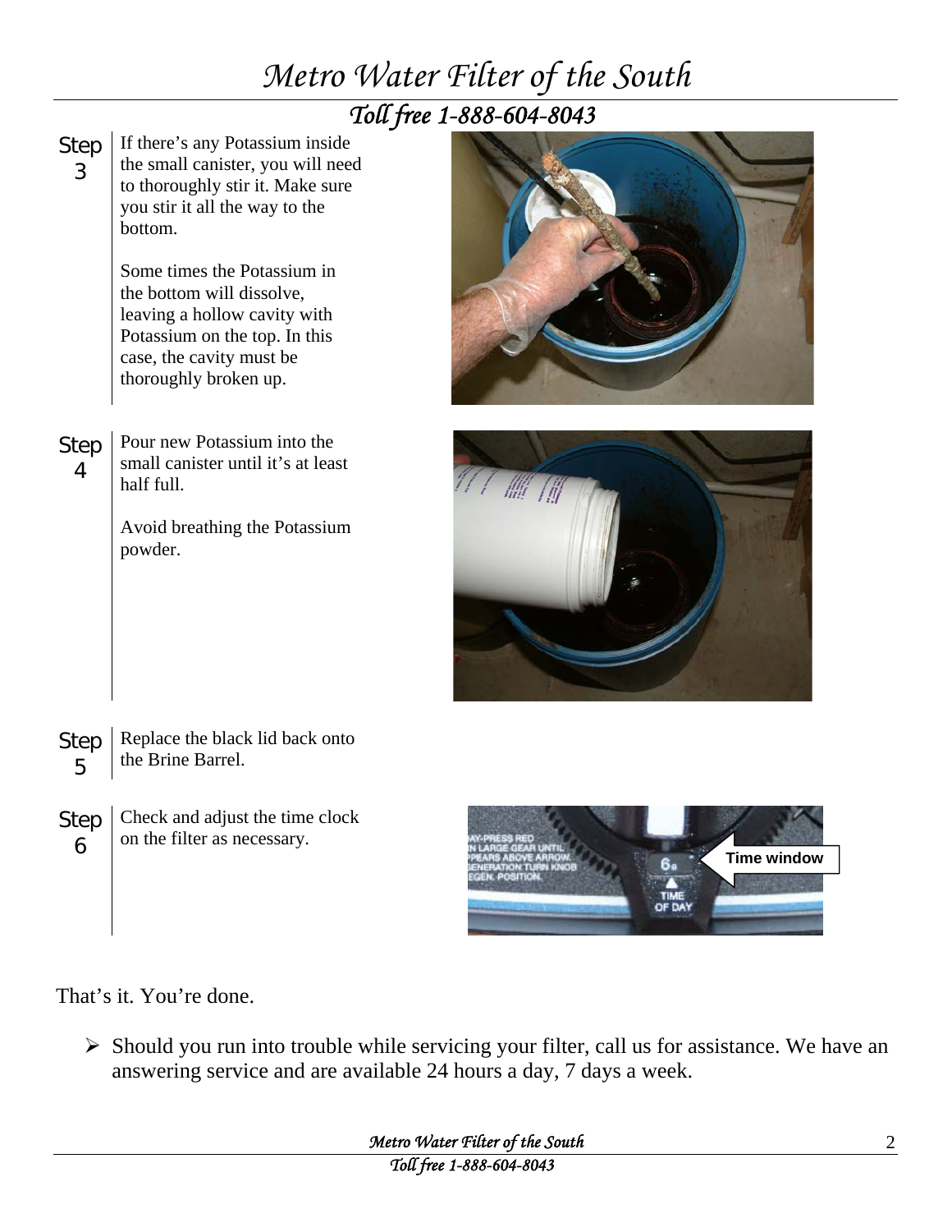**Step 3** If there's any Potassium inside the small canister, you will need to thoroughly stir it. Make sure you stir it all the way to the bottom.

Some times the Potassium in the bottom will dissolve, leaving a hollow cavity with Potassium on the top. In this case, the cavity must be thoroughly broken up.

**Step 4** Pour new Potassium into the small canister until it's at least half full.

Avoid breathing the Potassium powder.

**Step 5** Replace the black lid back onto the Brine Barrel.

**Step 6** Check and adjust the time clock on the filter as necessary.

Time window

That's it. You're done.

- Should you run into trouble while servicing your filter, call us for assistance. We have an answering service and are available 24 hours a day, 7 days a week.